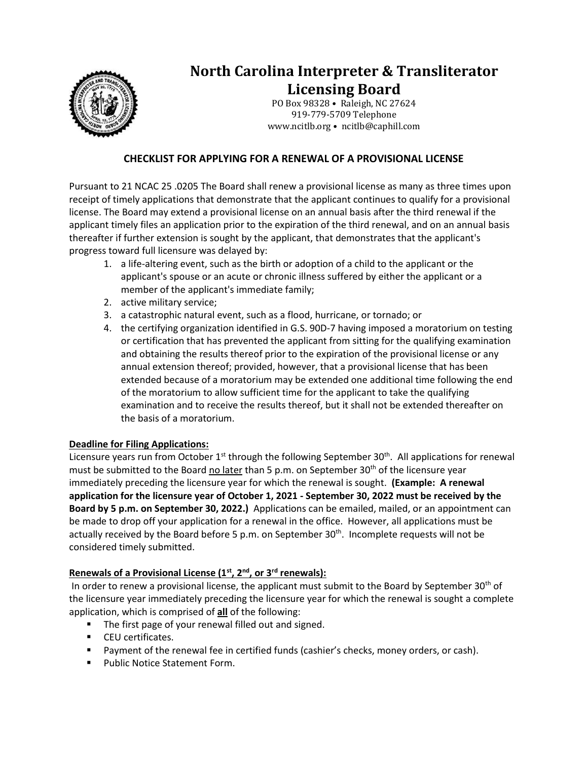# North Carolina Interpreter & Transliterator Licensing Board

PO Box 98328 • Raleigh, NC 27624
919-779-5709 Telephone
www.ncitlb.org • ncitlb@caphill.com

## CHECKLIST FOR APPLYING FOR A RENEWAL OF A PROVISIONAL LICENSE

Pursuant to 21 NCAC 25 .0205 The Board shall renew a provisional license as many as three times upon receipt of timely applications that demonstrate that the applicant continues to qualify for a provisional license. The Board may extend a provisional license on an annual basis after the third renewal if the applicant timely files an application prior to the expiration of the third renewal, and on an annual basis thereafter if further extension is sought by the applicant, that demonstrates that the applicant's progress toward full licensure was delayed by:

1. a life-altering event, such as the birth or adoption of a child to the applicant or the applicant's spouse or an acute or chronic illness suffered by either the applicant or a member of the applicant's immediate family;
2. active military service;
3. a catastrophic natural event, such as a flood, hurricane, or tornado; or
4. the certifying organization identified in G.S. 90D-7 having imposed a moratorium on testing or certification that has prevented the applicant from sitting for the qualifying examination and obtaining the results thereof prior to the expiration of the provisional license or any annual extension thereof; provided, however, that a provisional license that has been extended because of a moratorium may be extended one additional time following the end of the moratorium to allow sufficient time for the applicant to take the qualifying examination and to receive the results thereof, but it shall not be extended thereafter on the basis of a moratorium.

**Deadline for Filing Applications:**

Licensure years run from October 1st through the following September 30th. All applications for renewal must be submitted to the Board no later than 5 p.m. on September 30th of the licensure year immediately preceding the licensure year for which the renewal is sought. **(Example: A renewal application for the licensure year of October 1, 2021 - September 30, 2022 must be received by the Board by 5 p.m. on September 30, 2022.)** Applications can be emailed, mailed, or an appointment can be made to drop off your application for a renewal in the office. However, all applications must be actually received by the Board before 5 p.m. on September 30th. Incomplete requests will not be considered timely submitted.

**Renewals of a Provisional License (1st, 2nd, or 3rd renewals):**

In order to renew a provisional license, the applicant must submit to the Board by September 30th of the licensure year immediately preceding the licensure year for which the renewal is sought a complete application, which is comprised of **all** of the following:

- The first page of your renewal filled out and signed.
- CEU certificates.
- Payment of the renewal fee in certified funds (cashier's checks, money orders, or cash).
- Public Notice Statement Form.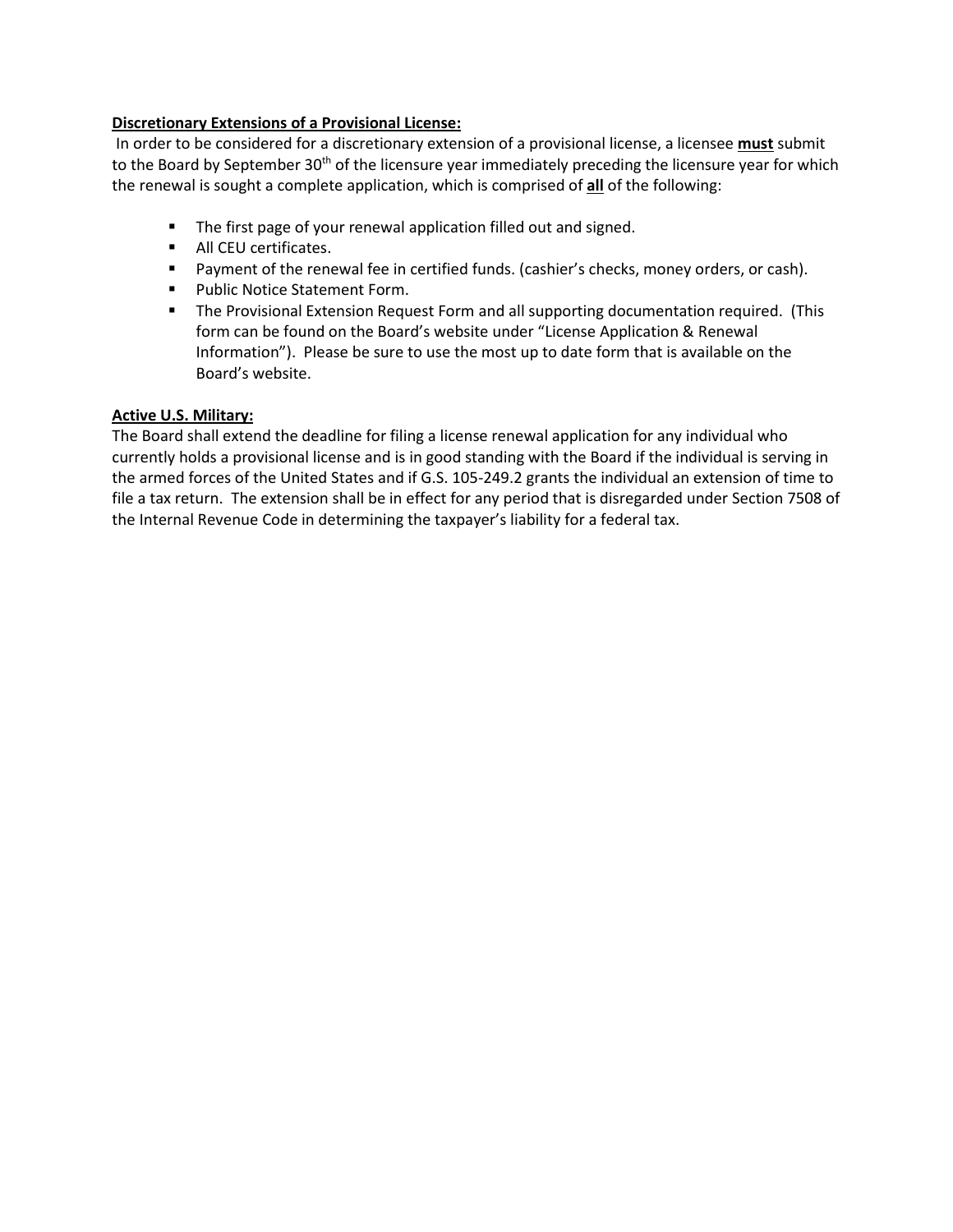**<u>Discretionary Extensions of a Provisional License:</u>**

In order to be considered for a discretionary extension of a provisional license, a licensee **<u>must</u>** submit to the Board by September 30th of the licensure year immediately preceding the licensure year for which the renewal is sought a complete application, which is comprised of **<u>all</u>** of the following:

- The first page of your renewal application filled out and signed.
- All CEU certificates.
- Payment of the renewal fee in certified funds. (cashier's checks, money orders, or cash).
- Public Notice Statement Form.
- The Provisional Extension Request Form and all supporting documentation required. (This form can be found on the Board's website under "License Application & Renewal Information"). Please be sure to use the most up to date form that is available on the Board's website.

**<u>Active U.S. Military:</u>**

The Board shall extend the deadline for filing a license renewal application for any individual who currently holds a provisional license and is in good standing with the Board if the individual is serving in the armed forces of the United States and if G.S. 105-249.2 grants the individual an extension of time to file a tax return. The extension shall be in effect for any period that is disregarded under Section 7508 of the Internal Revenue Code in determining the taxpayer's liability for a federal tax.